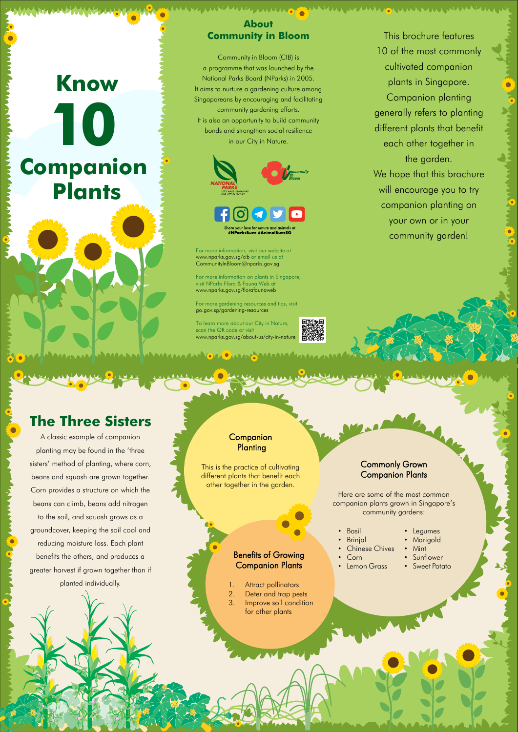# Know 10 Companion Plants

## About Community in Bloom

Community in Bloom (CIB) is a programme that was launched by the National Parks Board (NParks) in 2005. It aims to nurture a gardening culture among Singaporeans by encouraging and facilitating community gardening efforts. It is also an opportunity to build community bonds and strengthen social resilience in our City in Nature.

Share your love for nature and animals at #NParksBuzz #AnimalBuzzSG

For more information, visit our website at www.nparks.gov.sg/cib or email us at CommunityInBloom@nparks.gov.sg

For more information on plants in Singapore, visit NParks Flora & Fauna Web at www.nparks.gov.sg/florafaunaweb

For more gardening resources and tips, visit go.gov.sg/gardening-resources

To learn more about our City in Nature, scan the QR code or visit www.nparks.gov.sg/about-us/city-in-nature

This brochure features 10 of the most commonly cultivated companion plants in Singapore. Companion planting generally refers to planting different plants that benefit each other together in the garden. We hope that this brochure will encourage you to try companion planting on your own or in your community garden!

## The Three Sisters

A classic example of companion planting may be found in the 'three sisters' method of planting, where corn, beans and squash are grown together. Corn provides a structure on which the beans can climb, beans add nitrogen to the soil, and squash grows as a groundcover, keeping the soil cool and reducing moisture loss. Each plant benefits the others, and produces a greater harvest if grown together than if planted individually.

### Companion Planting

This is the practice of cultivating different plants that benefit each other together in the garden.

### Benefits of Growing Companion Plants

1. Attract pollinators
2. Deter and trap pests
3. Improve soil condition for other plants

### Commonly Grown Companion Plants

Here are some of the most common companion plants grown in Singapore's community gardens:

- Basil
- Brinjal
- Chinese Chives
- Corn
- Lemon Grass
- Legumes
- Marigold
- Mint
- Sunflower
- Sweet Potato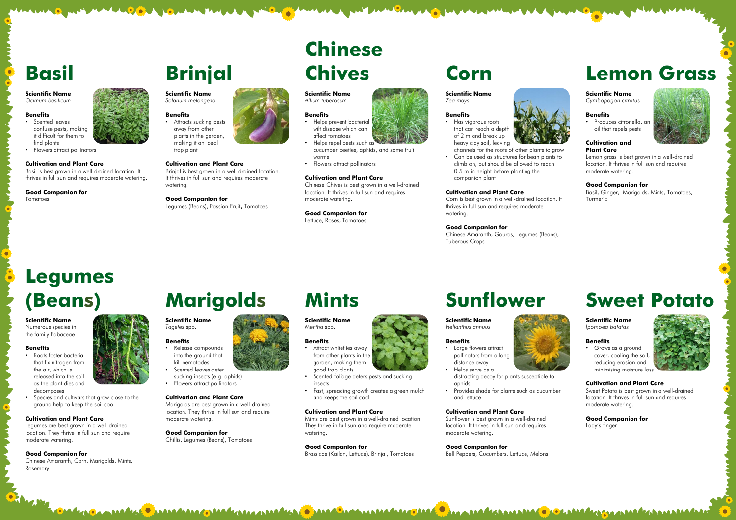# Basil

**Scientific Name**
*Ocimum basilicum*

**Benefits**
- Scented leaves confuse pests, making it difficult for them to find plants
- Flowers attract pollinators

**Cultivation and Plant Care**
Basil is best grown in a well-drained location. It thrives in full sun and requires moderate watering.

**Good Companion for**
Tomatoes

# Brinjal

**Scientific Name**
*Solanum melongena*

**Benefits**
- Attracts sucking pests away from other plants in the garden, making it an ideal trap plant

**Cultivation and Plant Care**
Brinjal is best grown in a well-drained location. It thrives in full sun and requires moderate watering.

**Good Companion for**
Legumes (Beans), Passion Fruit, Tomatoes

# Chinese Chives

**Scientific Name**
*Allium tuberosum*

**Benefits**
- Helps prevent bacterial wilt disease which can affect tomatoes
- Helps repel pests such as cucumber beetles, aphids, and some fruit worms
- Flowers attract pollinators

**Cultivation and Plant Care**
Chinese Chives is best grown in a well-drained location. It thrives in full sun and requires moderate watering.

**Good Companion for**
Lettuce, Roses, Tomatoes

# Corn

**Scientific Name**
*Zea mays*

**Benefits**
- Has vigorous roots that can reach a depth of 2 m and break up heavy clay soil, leaving channels for the roots of other plants to grow
- Can be used as structures for bean plants to climb on, but should be allowed to reach 0.5 m in height before planting the companion plant

**Cultivation and Plant Care**
Corn is best grown in a well-drained location. It thrives in full sun and requires moderate watering.

**Good Companion for**
Chinese Amaranth, Gourds, Legumes (Beans), Tuberous Crops

# Lemon Grass

**Scientific Name**
*Cymbopogon citratus*

**Benefits**
- Produces citronella, an oil that repels pests

**Cultivation and Plant Care**
Lemon grass is best grown in a well-drained location. It thrives in full sun and requires moderate watering.

**Good Companion for**
Basil, Ginger, Marigolds, Mints, Tomatoes, Turmeric

# Legumes (Beans)

**Scientific Name**
Numerous species in the family Fabaceae

**Benefits**
- Roots foster bacteria that fix nitrogen from the air, which is released into the soil as the plant dies and decomposes
- Species and cultivars that grow close to the ground help to keep the soil cool

**Cultivation and Plant Care**
Legumes are best grown in a well-drained location. They thrive in full sun and require moderate watering.

**Good Companion for**
Chinese Amaranth, Corn, Marigolds, Mints, Rosemary

# Marigolds

**Scientific Name**
*Tagetes* spp.

**Benefits**
- Release compounds into the ground that kill nematodes
- Scented leaves deter sucking insects (e.g. aphids)
- Flowers attract pollinators

**Cultivation and Plant Care**
Marigolds are best grown in a well-drained location. They thrive in full sun and require moderate watering.

**Good Companion for**
Chillis, Legumes (Beans), Tomatoes

# Mints

**Scientific Name**
*Mentha* spp.

**Benefits**
- Attract whiteflies away from other plants in the garden, making them good trap plants
- Scented foliage deters pests and sucking insects
- Fast, spreading growth creates a green mulch and keeps the soil cool

**Cultivation and Plant Care**
Mints are best grown in a well-drained location. They thrive in full sun and require moderate watering.

**Good Companion for**
Brassicas (Kailan, Lettuce), Brinjal, Tomatoes

# Sunflower

**Scientific Name**
*Helianthus annuus*

**Benefits**
- Large flowers attract pollinators from a long distance away
- Helps serve as a distracting decoy for plants susceptible to aphids
- Provides shade for plants such as cucumber and lettuce

**Cultivation and Plant Care**
Sunflower is best grown in a well-drained location. It thrives in full sun and requires moderate watering.

**Good Companion for**
Bell Peppers, Cucumbers, Lettuce, Melons

# Sweet Potato

**Scientific Name**
*Ipomoea batatas*

**Benefits**
- Grows as a ground cover, cooling the soil, reducing erosion and minimising moisture loss

**Cultivation and Plant Care**
Sweet Potato is best grown in a well-drained location. It thrives in full sun and requires moderate watering.

**Good Companion for**
Lady's-finger